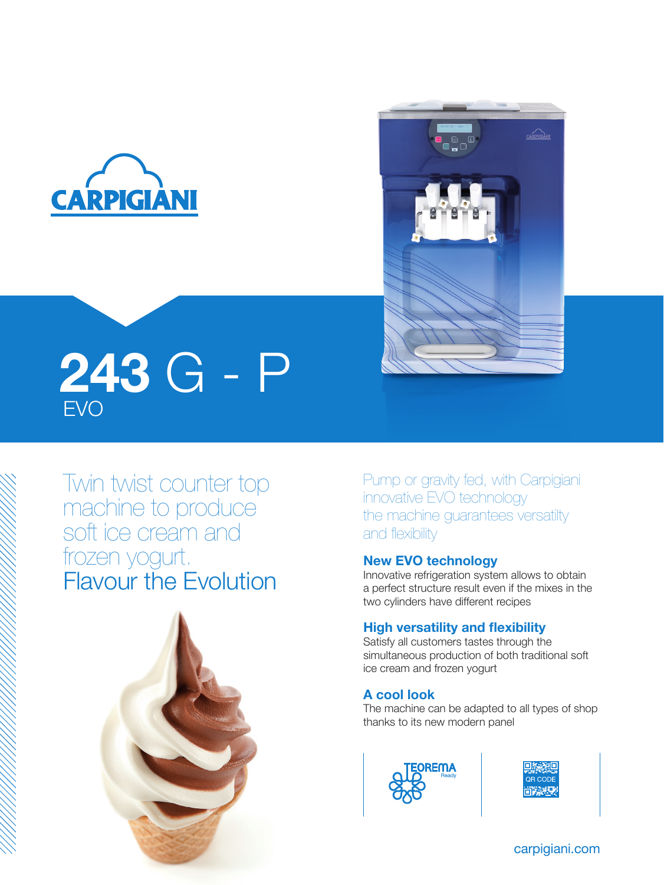CARPIGIANI

# 243 G - P
EVO

## Twin twist counter top machine to produce soft ice cream and frozen yogurt.
## Flavour the Evolution

Pump or gravity fed, with Carpigiani innovative EVO technology the machine guarantees versatilty and flexibility

### New EVO technology
Innovative refrigeration system allows to obtain a perfect structure result even if the mixes in the two cylinders have different recipes

### High versatility and flexibility
Satisfy all customers tastes through the simultaneous production of both traditional soft ice cream and frozen yogurt

### A cool look
The machine can be adapted to all types of shop thanks to its new modern panel

TEOREMA Ready

QR CODE

carpigiani.com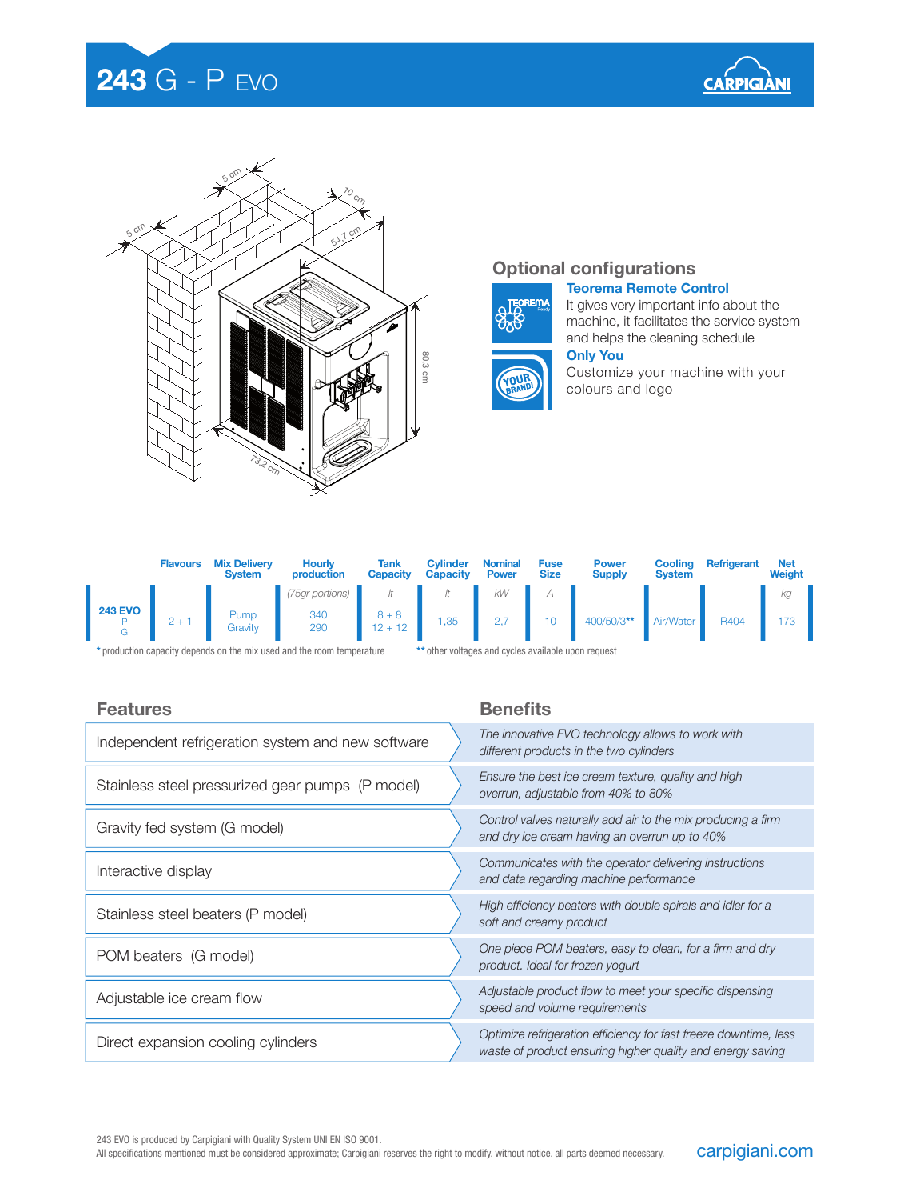# 243 G - P EVO

CARPIGIANI

5 cm
10 cm
5 cm
54,7 cm
80,3 cm
73,2 cm

## Optional configurations

**Teorema Remote Control**
It gives very important info about the machine, it facilitates the service system and helps the cleaning schedule

**Only You**
Customize your machine with your colours and logo

| | Flavours | Mix Delivery System | Hourly production | Tank Capacity | Cylinder Capacity | Nominal Power | Fuse Size | Power Supply | Cooling System | Refrigerant | Net Weight |
|---|---|---|---|---|---|---|---|---|---|---|---|
| | | | *(75gr portions)* | *lt* | *lt* | *kW* | *A* | | | | *kg* |
| **243 EVO** P G | 2 + 1 | Pump Gravity | 340 290 | 8 + 8 12 + 12 | 1,35 | 2,7 | 10 | 400/50/3** | Air/Water | R404 | 173 |

\* production capacity depends on the mix used and the room temperature
\*\* other voltages and cycles available upon request

| Features | Benefits |
|---|---|
| Independent refrigeration system and new software | *The innovative EVO technology allows to work with different products in the two cylinders* |
| Stainless steel pressurized gear pumps (P model) | *Ensure the best ice cream texture, quality and high overrun, adjustable from 40% to 80%* |
| Gravity fed system (G model) | *Control valves naturally add air to the mix producing a firm and dry ice cream having an overrun up to 40%* |
| Interactive display | *Communicates with the operator delivering instructions and data regarding machine performance* |
| Stainless steel beaters (P model) | *High efficiency beaters with double spirals and idler for a soft and creamy product* |
| POM beaters (G model) | *One piece POM beaters, easy to clean, for a firm and dry product. Ideal for frozen yogurt* |
| Adjustable ice cream flow | *Adjustable product flow to meet your specific dispensing speed and volume requirements* |
| Direct expansion cooling cylinders | *Optimize refrigeration efficiency for fast freeze downtime, less waste of product ensuring higher quality and energy saving* |

243 EVO is produced by Carpigiani with Quality System UNI EN ISO 9001.
All specifications mentioned must be considered approximate; Carpigiani reserves the right to modify, without notice, all parts deemed necessary.

carpigiani.com